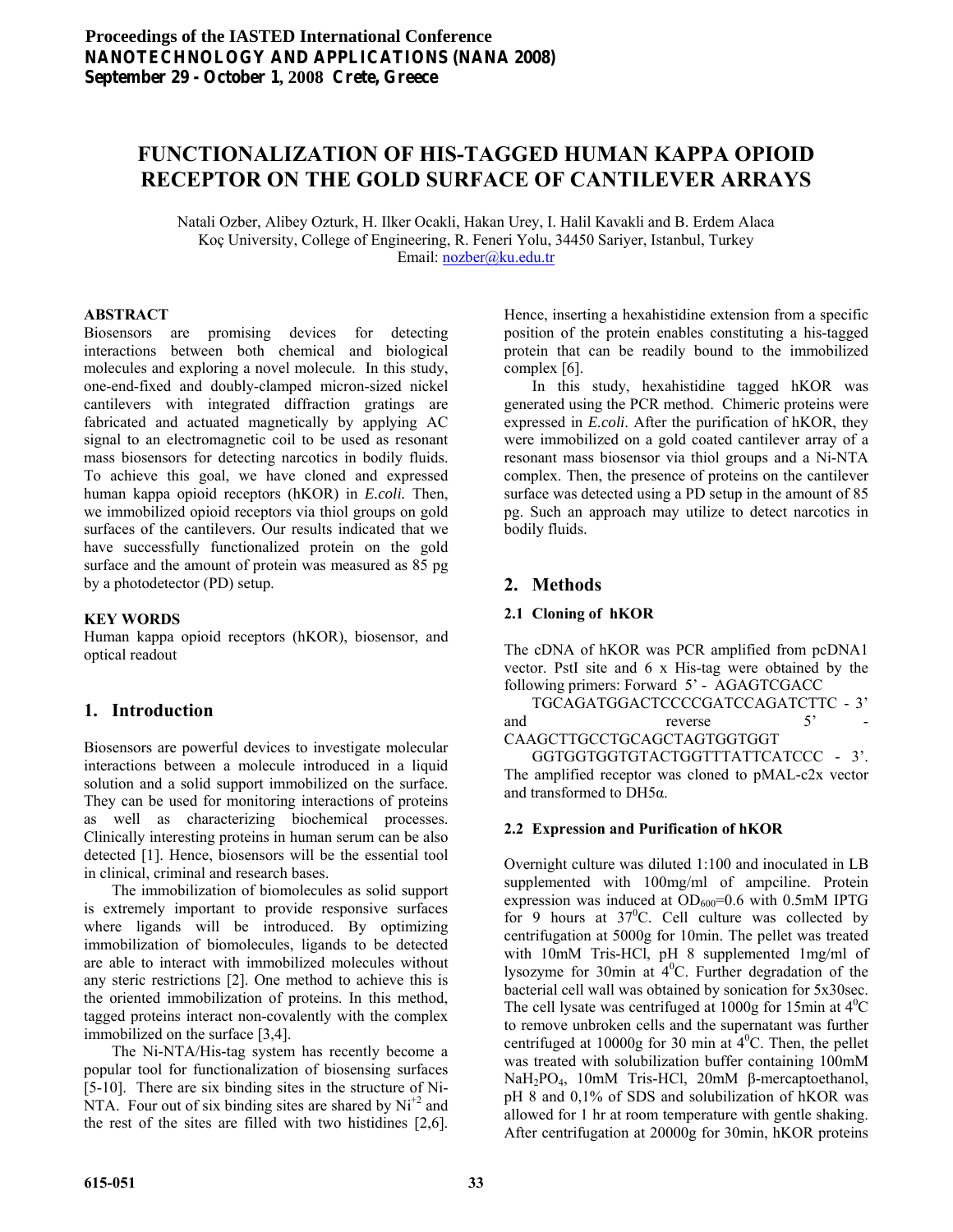# FUNCTIONALIZATION OF HIS-TAGGED HUMAN KAPPA OPIOID RECEPTOR ON THE GOLD SURFACE OF CANTILEVER ARRAYS

Natali Ozber, Alibey Ozturk, H. Ilker Ocakli, Hakan Urey, I. Halil Kavakli and B. Erdem Alaca
Koç University, College of Engineering, R. Feneri Yolu, 34450 Sariyer, Istanbul, Turkey
Email: nozber@ku.edu.tr

## ABSTRACT

Biosensors are promising devices for detecting interactions between both chemical and biological molecules and exploring a novel molecule. In this study, one-end-fixed and doubly-clamped micron-sized nickel cantilevers with integrated diffraction gratings are fabricated and actuated magnetically by applying AC signal to an electromagnetic coil to be used as resonant mass biosensors for detecting narcotics in bodily fluids. To achieve this goal, we have cloned and expressed human kappa opioid receptors (hKOR) in *E.coli.* Then, we immobilized opioid receptors via thiol groups on gold surfaces of the cantilevers. Our results indicated that we have successfully functionalized protein on the gold surface and the amount of protein was measured as 85 pg by a photodetector (PD) setup.

## KEY WORDS

Human kappa opioid receptors (hKOR), biosensor, and optical readout

## 1. Introduction

Biosensors are powerful devices to investigate molecular interactions between a molecule introduced in a liquid solution and a solid support immobilized on the surface. They can be used for monitoring interactions of proteins as well as characterizing biochemical processes. Clinically interesting proteins in human serum can be also detected [1]. Hence, biosensors will be the essential tool in clinical, criminal and research bases.

The immobilization of biomolecules as solid support is extremely important to provide responsive surfaces where ligands will be introduced. By optimizing immobilization of biomolecules, ligands to be detected are able to interact with immobilized molecules without any steric restrictions [2]. One method to achieve this is the oriented immobilization of proteins. In this method, tagged proteins interact non-covalently with the complex immobilized on the surface [3,4].

The Ni-NTA/His-tag system has recently become a popular tool for functionalization of biosensing surfaces [5-10]. There are six binding sites in the structure of Ni-NTA. Four out of six binding sites are shared by $Ni^{+2}$ and the rest of the sites are filled with two histidines [2,6]. Hence, inserting a hexahistidine extension from a specific position of the protein enables constituting a his-tagged protein that can be readily bound to the immobilized complex [6].

In this study, hexahistidine tagged hKOR was generated using the PCR method. Chimeric proteins were expressed in *E.coli*. After the purification of hKOR, they were immobilized on a gold coated cantilever array of a resonant mass biosensor via thiol groups and a Ni-NTA complex. Then, the presence of proteins on the cantilever surface was detected using a PD setup in the amount of 85 pg. Such an approach may utilize to detect narcotics in bodily fluids.

## 2. Methods

### 2.1 Cloning of hKOR

The cDNA of hKOR was PCR amplified from pcDNA1 vector. PstI site and 6 x His-tag were obtained by the following primers: Forward 5' - AGAGTCGACC TGCAGATGGACTCCCCGATCCAGATCTTC - 3' and reverse 5' - CAAGCTTGCCTGCAGCTAGTGGTGGT GGTGGTGGTGTACTGGTTTATTCATCCC - 3'. The amplified receptor was cloned to pMAL-c2x vector and transformed to DH5α.

### 2.2 Expression and Purification of hKOR

Overnight culture was diluted 1:100 and inoculated in LB supplemented with 100mg/ml of ampciline. Protein expression was induced at $OD_{600}$=0.6 with 0.5mM IPTG for 9 hours at $37^0$C. Cell culture was collected by centrifugation at 5000g for 10min. The pellet was treated with 10mM Tris-HCl, pH 8 supplemented 1mg/ml of lysozyme for 30min at $4^0$C. Further degradation of the bacterial cell wall was obtained by sonication for 5x30sec. The cell lysate was centrifuged at 1000g for 15min at $4^0$C to remove unbroken cells and the supernatant was further centrifuged at 10000g for 30 min at $4^0$C. Then, the pellet was treated with solubilization buffer containing 100mM $NaH_2PO_4$, 10mM Tris-HCl, 20mM β-mercaptoethanol, pH 8 and 0,1% of SDS and solubilization of hKOR was allowed for 1 hr at room temperature with gentle shaking. After centrifugation at 20000g for 30min, hKOR proteins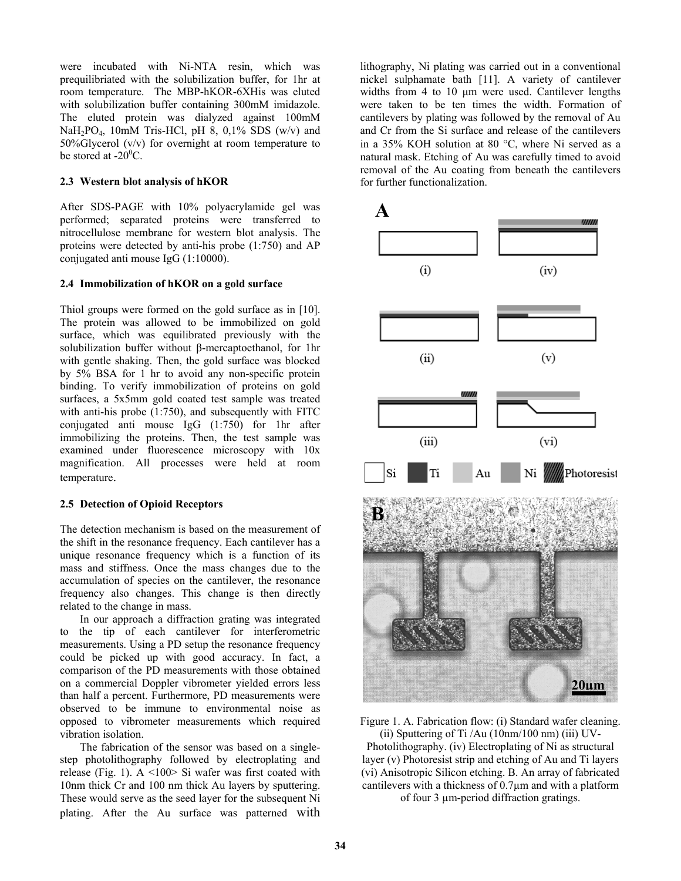were incubated with Ni-NTA resin, which was prequilibriated with the solubilization buffer, for 1hr at room temperature. The MBP-hKOR-6XHis was eluted with solubilization buffer containing 300mM imidazole. The eluted protein was dialyzed against 100mM $NaH_2PO_4$, 10mM Tris-HCl, pH 8, 0,1% SDS (w/v) and 50%Glycerol (v/v) for overnight at room temperature to be stored at -20$^0$C.

### 2.3 Western blot analysis of hKOR

After SDS-PAGE with 10% polyacrylamide gel was performed; separated proteins were transferred to nitrocellulose membrane for western blot analysis. The proteins were detected by anti-his probe (1:750) and AP conjugated anti mouse IgG (1:10000).

### 2.4 Immobilization of hKOR on a gold surface

Thiol groups were formed on the gold surface as in [10]. The protein was allowed to be immobilized on gold surface, which was equilibrated previously with the solubilization buffer without β-mercaptoethanol, for 1hr with gentle shaking. Then, the gold surface was blocked by 5% BSA for 1 hr to avoid any non-specific protein binding. To verify immobilization of proteins on gold surfaces, a 5x5mm gold coated test sample was treated with anti-his probe (1:750), and subsequently with FITC conjugated anti mouse IgG (1:750) for 1hr after immobilizing the proteins. Then, the test sample was examined under fluorescence microscopy with 10x magnification. All processes were held at room temperature.

### 2.5 Detection of Opioid Receptors

The detection mechanism is based on the measurement of the shift in the resonance frequency. Each cantilever has a unique resonance frequency which is a function of its mass and stiffness. Once the mass changes due to the accumulation of species on the cantilever, the resonance frequency also changes. This change is then directly related to the change in mass.

In our approach a diffraction grating was integrated to the tip of each cantilever for interferometric measurements. Using a PD setup the resonance frequency could be picked up with good accuracy. In fact, a comparison of the PD measurements with those obtained on a commercial Doppler vibrometer yielded errors less than half a percent. Furthermore, PD measurements were observed to be immune to environmental noise as opposed to vibrometer measurements which required vibration isolation.

The fabrication of the sensor was based on a single-step photolithography followed by electroplating and release (Fig. 1). A <100> Si wafer was first coated with 10nm thick Cr and 100 nm thick Au layers by sputtering. These would serve as the seed layer for the subsequent Ni plating. After the Au surface was patterned with lithography, Ni plating was carried out in a conventional nickel sulphamate bath [11]. A variety of cantilever widths from 4 to 10 μm were used. Cantilever lengths were taken to be ten times the width. Formation of cantilevers by plating was followed by the removal of Au and Cr from the Si surface and release of the cantilevers in a 35% KOH solution at 80 °C, where Ni served as a natural mask. Etching of Au was carefully timed to avoid removal of the Au coating from beneath the cantilevers for further functionalization.

Figure 1. A. Fabrication flow: (i) Standard wafer cleaning. (ii) Sputtering of Ti /Au (10nm/100 nm) (iii) UV-Photolithography. (iv) Electroplating of Ni as structural layer (v) Photoresist strip and etching of Au and Ti layers (vi) Anisotropic Silicon etching. B. An array of fabricated cantilevers with a thickness of 0.7μm and with a platform of four 3 μm-period diffraction gratings.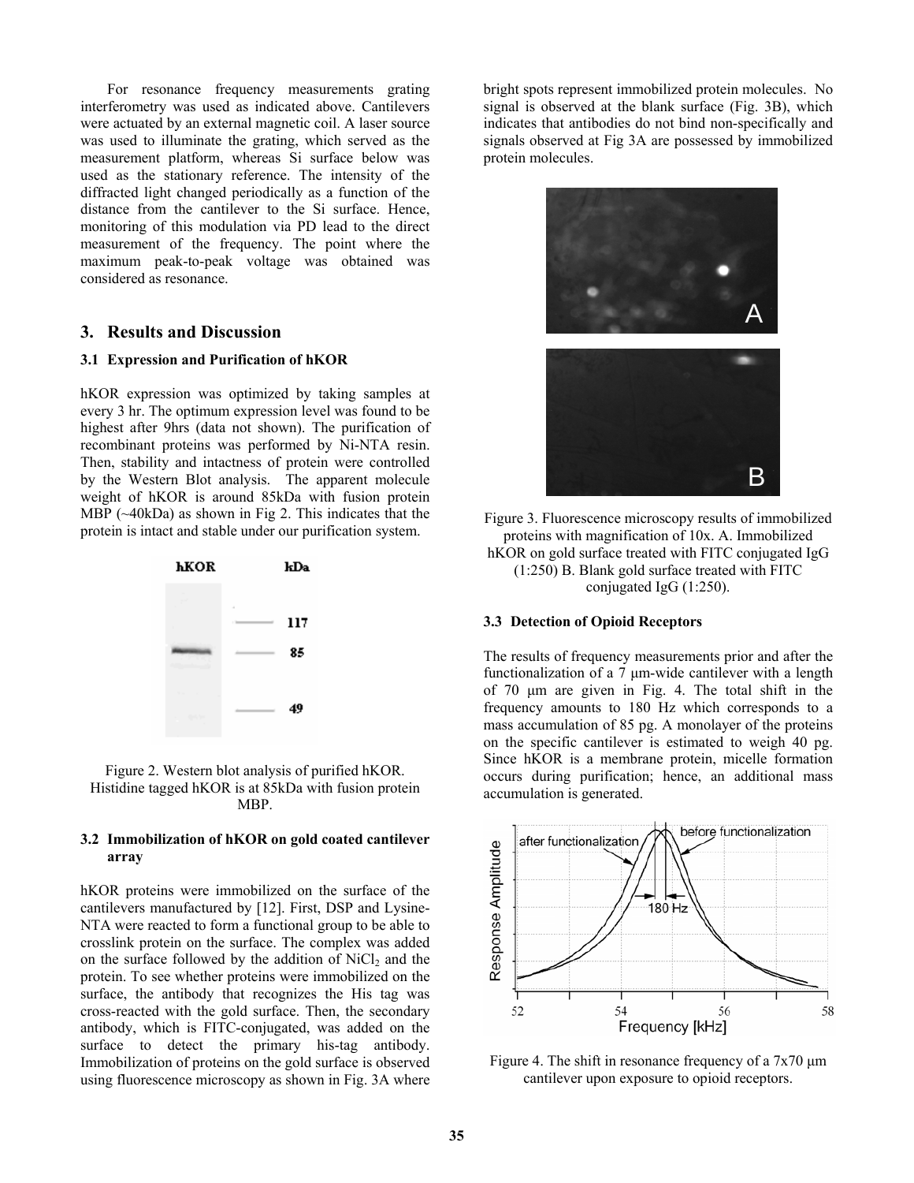For resonance frequency measurements grating interferometry was used as indicated above. Cantilevers were actuated by an external magnetic coil. A laser source was used to illuminate the grating, which served as the measurement platform, whereas Si surface below was used as the stationary reference. The intensity of the diffracted light changed periodically as a function of the distance from the cantilever to the Si surface. Hence, monitoring of this modulation via PD lead to the direct measurement of the frequency. The point where the maximum peak-to-peak voltage was obtained was considered as resonance.

## 3. Results and Discussion

### 3.1 Expression and Purification of hKOR

hKOR expression was optimized by taking samples at every 3 hr. The optimum expression level was found to be highest after 9hrs (data not shown). The purification of recombinant proteins was performed by Ni-NTA resin. Then, stability and intactness of protein were controlled by the Western Blot analysis. The apparent molecule weight of hKOR is around 85kDa with fusion protein MBP (~40kDa) as shown in Fig 2. This indicates that the protein is intact and stable under our purification system.

Figure 2. Western blot analysis of purified hKOR. Histidine tagged hKOR is at 85kDa with fusion protein MBP.

### 3.2 Immobilization of hKOR on gold coated cantilever array

hKOR proteins were immobilized on the surface of the cantilevers manufactured by [12]. First, DSP and Lysine-NTA were reacted to form a functional group to be able to crosslink protein on the surface. The complex was added on the surface followed by the addition of $NiCl_2$ and the protein. To see whether proteins were immobilized on the surface, the antibody that recognizes the His tag was cross-reacted with the gold surface. Then, the secondary antibody, which is FITC-conjugated, was added on the surface to detect the primary his-tag antibody. Immobilization of proteins on the gold surface is observed using fluorescence microscopy as shown in Fig. 3A where bright spots represent immobilized protein molecules. No signal is observed at the blank surface (Fig. 3B), which indicates that antibodies do not bind non-specifically and signals observed at Fig 3A are possessed by immobilized protein molecules.

Figure 3. Fluorescence microscopy results of immobilized proteins with magnification of 10x. A. Immobilized hKOR on gold surface treated with FITC conjugated IgG (1:250) B. Blank gold surface treated with FITC conjugated IgG (1:250).

### 3.3 Detection of Opioid Receptors

The results of frequency measurements prior and after the functionalization of a 7 µm-wide cantilever with a length of 70 µm are given in Fig. 4. The total shift in the frequency amounts to 180 Hz which corresponds to a mass accumulation of 85 pg. A monolayer of the proteins on the specific cantilever is estimated to weigh 40 pg. Since hKOR is a membrane protein, micelle formation occurs during purification; hence, an additional mass accumulation is generated.

Figure 4. The shift in resonance frequency of a 7x70 µm cantilever upon exposure to opioid receptors.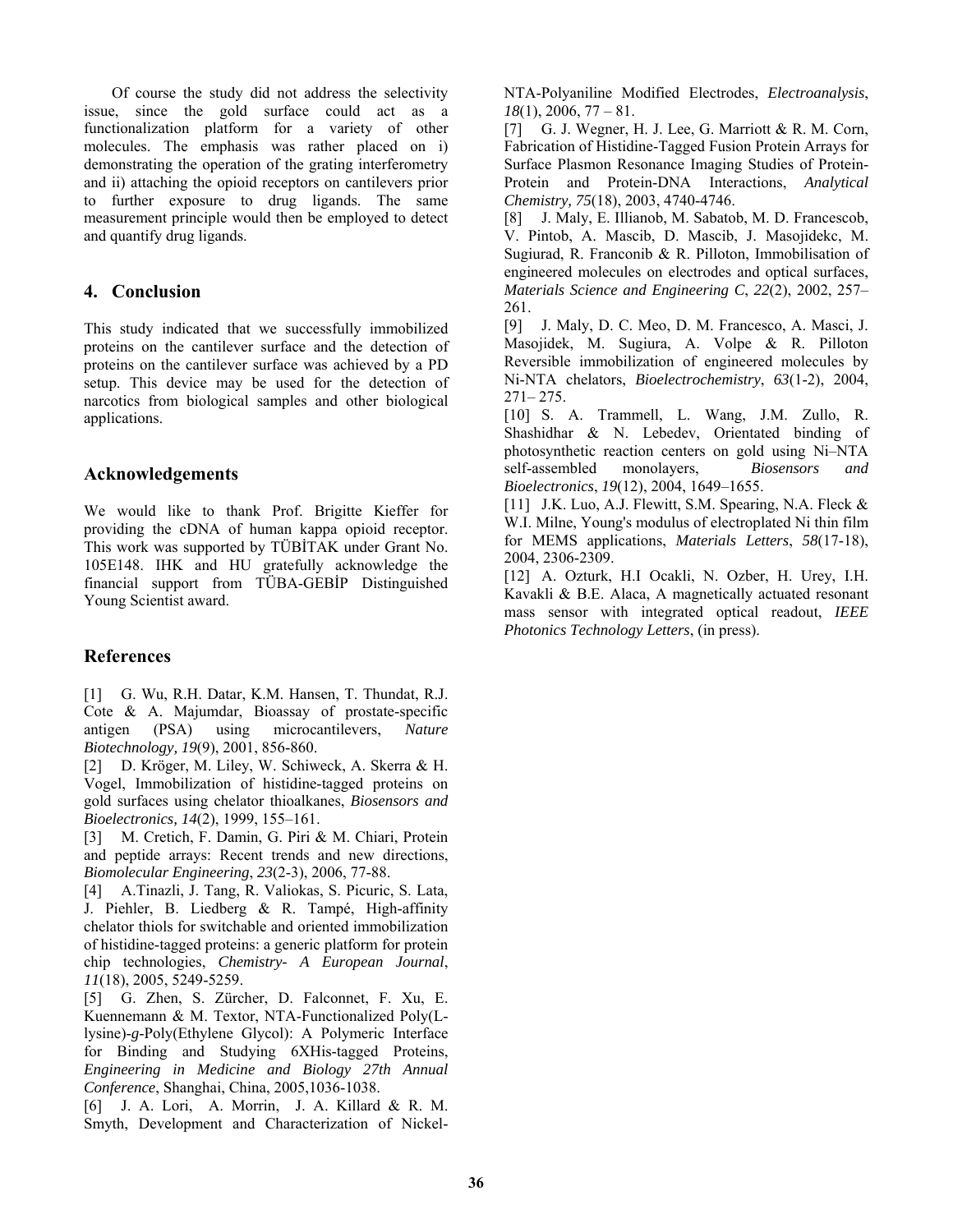Of course the study did not address the selectivity issue, since the gold surface could act as a functionalization platform for a variety of other molecules. The emphasis was rather placed on i) demonstrating the operation of the grating interferometry and ii) attaching the opioid receptors on cantilevers prior to further exposure to drug ligands. The same measurement principle would then be employed to detect and quantify drug ligands.

## 4. Conclusion

This study indicated that we successfully immobilized proteins on the cantilever surface and the detection of proteins on the cantilever surface was achieved by a PD setup. This device may be used for the detection of narcotics from biological samples and other biological applications.

## Acknowledgements

We would like to thank Prof. Brigitte Kieffer for providing the cDNA of human kappa opioid receptor. This work was supported by TÜBİTAK under Grant No. 105E148. IHK and HU gratefully acknowledge the financial support from TÜBA-GEBİP Distinguished Young Scientist award.

## References

[1] G. Wu, R.H. Datar, K.M. Hansen, T. Thundat, R.J. Cote & A. Majumdar, Bioassay of prostate-specific antigen (PSA) using microcantilevers, *Nature Biotechnology, 19*(9), 2001, 856-860.

[2] D. Kröger, M. Liley, W. Schiweck, A. Skerra & H. Vogel, Immobilization of histidine-tagged proteins on gold surfaces using chelator thioalkanes, *Biosensors and Bioelectronics, 14*(2), 1999, 155–161.

[3] M. Cretich, F. Damin, G. Piri & M. Chiari, Protein and peptide arrays: Recent trends and new directions, *Biomolecular Engineering*, *23*(2-3), 2006, 77-88.

[4] A.Tinazli, J. Tang, R. Valiokas, S. Picuric, S. Lata, J. Piehler, B. Liedberg & R. Tampé, High-affinity chelator thiols for switchable and oriented immobilization of histidine-tagged proteins: a generic platform for protein chip technologies, *Chemistry- A European Journal*, *11*(18), 2005, 5249-5259.

[5] G. Zhen, S. Zürcher, D. Falconnet, F. Xu, E. Kuennemann & M. Textor, NTA-Functionalized Poly(L-lysine)-*g*-Poly(Ethylene Glycol): A Polymeric Interface for Binding and Studying 6XHis-tagged Proteins, *Engineering in Medicine and Biology 27th Annual Conference*, Shanghai, China, 2005,1036-1038.

[6] J. A. Lori, A. Morrin, J. A. Killard & R. M. Smyth, Development and Characterization of Nickel-NTA-Polyaniline Modified Electrodes, *Electroanalysis*, *18*(1), 2006, 77 – 81.

[7] G. J. Wegner, H. J. Lee, G. Marriott & R. M. Corn, Fabrication of Histidine-Tagged Fusion Protein Arrays for Surface Plasmon Resonance Imaging Studies of Protein-Protein and Protein-DNA Interactions, *Analytical Chemistry, 75*(18), 2003, 4740-4746.

[8] J. Maly, E. Illianob, M. Sabatob, M. D. Francescob, V. Pintob, A. Mascib, D. Mascib, J. Masojidekc, M. Sugiurad, R. Franconib & R. Pilloton, Immobilisation of engineered molecules on electrodes and optical surfaces, *Materials Science and Engineering C*, *22*(2), 2002, 257–261.

[9] J. Maly, D. C. Meo, D. M. Francesco, A. Masci, J. Masojidek, M. Sugiura, A. Volpe & R. Pilloton Reversible immobilization of engineered molecules by Ni-NTA chelators, *Bioelectrochemistry*, *63*(1-2), 2004, 271– 275.

[10] S. A. Trammell, L. Wang, J.M. Zullo, R. Shashidhar & N. Lebedev, Orientated binding of photosynthetic reaction centers on gold using Ni–NTA self-assembled monolayers, *Biosensors and Bioelectronics*, *19*(12), 2004, 1649–1655.

[11] J.K. Luo, A.J. Flewitt, S.M. Spearing, N.A. Fleck & W.I. Milne, Young's modulus of electroplated Ni thin film for MEMS applications, *Materials Letters*, *58*(17-18), 2004, 2306-2309.

[12] A. Ozturk, H.I Ocakli, N. Ozber, H. Urey, I.H. Kavakli & B.E. Alaca, A magnetically actuated resonant mass sensor with integrated optical readout, *IEEE Photonics Technology Letters*, (in press).